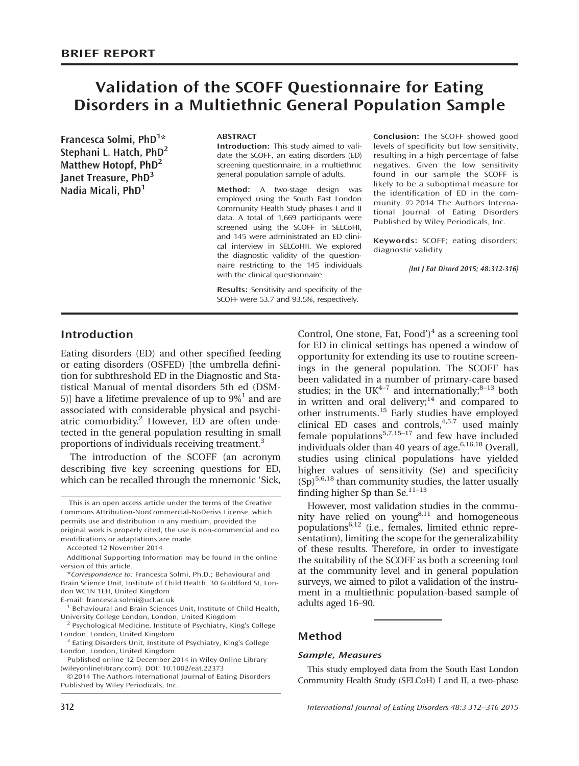BRIEF REPORT

# Validation of the SCOFF Questionnaire for Eating Disorders in a Multiethnic General Population Sample

Francesca Solmi, PhD[1]*
Stephani L. Hatch, PhD[2]
Matthew Hotopf, PhD[2]
Janet Treasure, PhD[3]
Nadia Micali, PhD[1]

**ABSTRACT**

**Introduction:** This study aimed to validate the SCOFF, an eating disorders (ED) screening questionnaire, in a multiethnic general population sample of adults.

**Method:** A two-stage design was employed using the South East London Community Health Study phases I and II data. A total of 1,669 participants were screened using the SCOFF in SELCoHI, and 145 were administrated an ED clinical interview in SELCoHII. We explored the diagnostic validity of the questionnaire restricting to the 145 individuals with the clinical questionnaire.

**Results:** Sensitivity and specificity of the SCOFF were 53.7 and 93.5%, respectively.

**Conclusion:** The SCOFF showed good levels of specificity but low sensitivity, resulting in a high percentage of false negatives. Given the low sensitivity found in our sample the SCOFF is likely to be a suboptimal measure for the identification of ED in the community. © 2014 The Authors International Journal of Eating Disorders Published by Wiley Periodicals, Inc.

**Keywords:** SCOFF; eating disorders; diagnostic validity

*(Int J Eat Disord 2015; 48:312-316)*

## Introduction

Eating disorders (ED) and other specified feeding or eating disorders (OSFED) [the umbrella definition for subthreshold ED in the Diagnostic and Statistical Manual of mental disorders 5th ed (DSM-5)] have a lifetime prevalence of up to 9%[1] and are associated with considerable physical and psychiatric comorbidity.[2] However, ED are often undetected in the general population resulting in small proportions of individuals receiving treatment.[3]

The introduction of the SCOFF (an acronym describing five key screening questions for ED, which can be recalled through the mnemonic 'Sick, Control, One stone, Fat, Food')[4] as a screening tool for ED in clinical settings has opened a window of opportunity for extending its use to routine screenings in the general population. The SCOFF has been validated in a number of primary-care based studies; in the UK[4–7] and internationally;[8–13] both in written and oral delivery;[14] and compared to other instruments.[15] Early studies have employed clinical ED cases and controls,[4,5,7] used mainly female populations[5,7,15–17] and few have included individuals older than 40 years of age.[6,16,18] Overall, studies using clinical populations have yielded higher values of sensitivity (Se) and specificity (Sp)[5,6,18] than community studies, the latter usually finding higher Sp than Se.[11–13]

However, most validation studies in the community have relied on young[8,11] and homogeneous populations[6,12] (i.e., females, limited ethnic representation), limiting the scope for the generalizability of these results. Therefore, in order to investigate the suitability of the SCOFF as both a screening tool at the community level and in general population surveys, we aimed to pilot a validation of the instrument in a multiethnic population-based sample of adults aged 16–90.

## Method

### Sample, Measures

This study employed data from the South East London Community Health Study (SELCoH) I and II, a two-phase

This is an open access article under the terms of the Creative Commons Attribution-NonCommercial-NoDerivs License, which permits use and distribution in any medium, provided the original work is properly cited, the use is non-commercial and no modifications or adaptations are made.

Accepted 12 November 2014

Additional Supporting Information may be found in the online version of this article.

*Correspondence to: Francesca Solmi, Ph.D.; Behavioural and Brain Science Unit, Institute of Child Health, 30 Guildford St, London WC1N 1EH, United Kingdom
E-mail: francesca.solmi@ucl.ac.uk

[1] Behavioural and Brain Sciences Unit, Institute of Child Health, University College London, London, United Kingdom
[2] Psychological Medicine, Institute of Psychiatry, King's College London, London, United Kingdom
[3] Eating Disorders Unit, Institute of Psychiatry, King's College London, London, United Kingdom

Published online 12 December 2014 in Wiley Online Library (wileyonlinelibrary.com). DOI: 10.1002/eat.22373

© 2014 The Authors International Journal of Eating Disorders Published by Wiley Periodicals, Inc.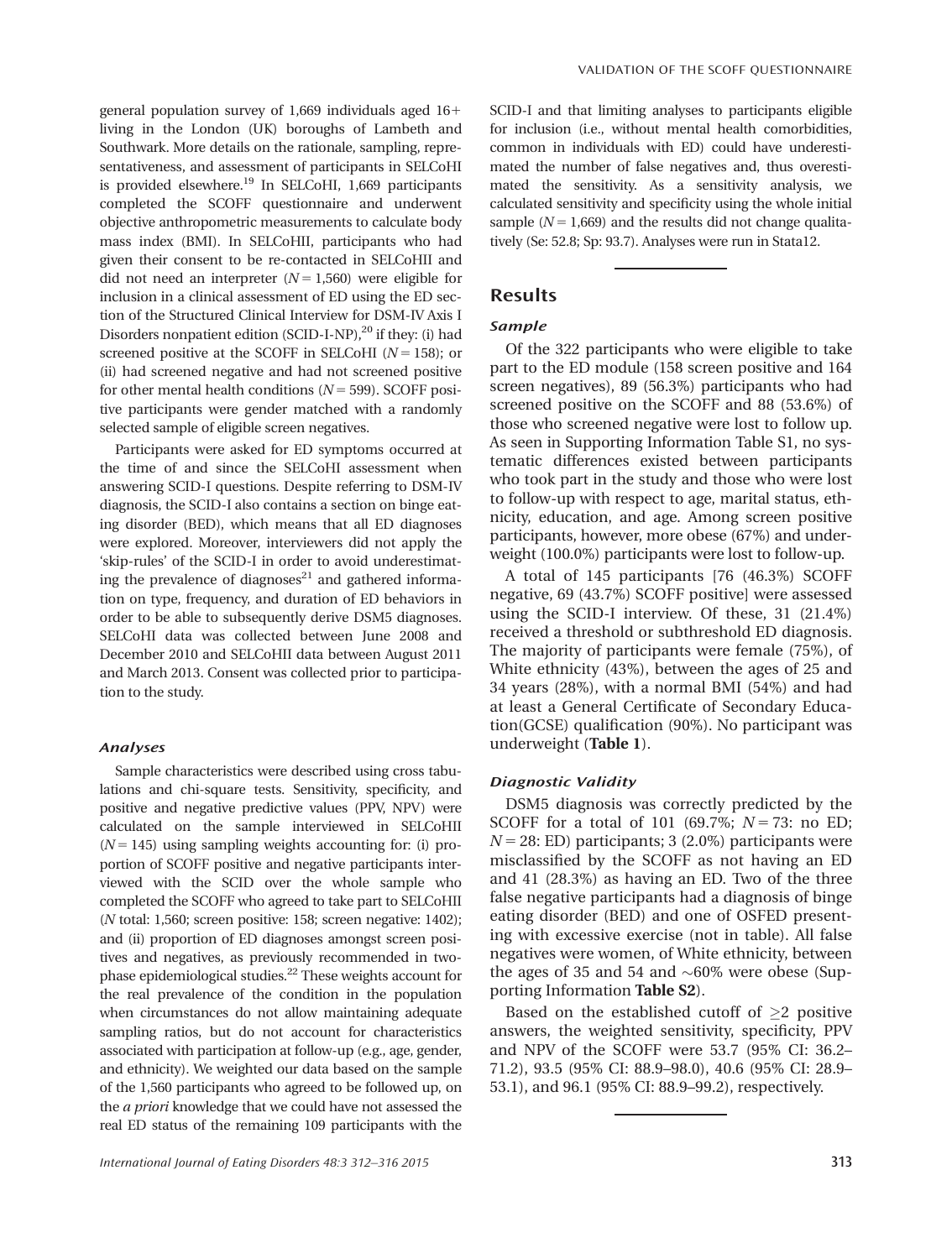general population survey of 1,669 individuals aged 16+ living in the London (UK) boroughs of Lambeth and Southwark. More details on the rationale, sampling, representativeness, and assessment of participants in SELCoHI is provided elsewhere.[19] In SELCoHI, 1,669 participants completed the SCOFF questionnaire and underwent objective anthropometric measurements to calculate body mass index (BMI). In SELCoHII, participants who had given their consent to be re-contacted in SELCoHII and did not need an interpreter ($N = 1,560$) were eligible for inclusion in a clinical assessment of ED using the ED section of the Structured Clinical Interview for DSM-IV Axis I Disorders nonpatient edition (SCID-I-NP),[20] if they: (i) had screened positive at the SCOFF in SELCoHI ($N = 158$); or (ii) had screened negative and had not screened positive for other mental health conditions ($N = 599$). SCOFF positive participants were gender matched with a randomly selected sample of eligible screen negatives.

Participants were asked for ED symptoms occurred at the time of and since the SELCoHI assessment when answering SCID-I questions. Despite referring to DSM-IV diagnosis, the SCID-I also contains a section on binge eating disorder (BED), which means that all ED diagnoses were explored. Moreover, interviewers did not apply the 'skip-rules' of the SCID-I in order to avoid underestimating the prevalence of diagnoses[21] and gathered information on type, frequency, and duration of ED behaviors in order to be able to subsequently derive DSM5 diagnoses. SELCoHI data was collected between June 2008 and December 2010 and SELCoHII data between August 2011 and March 2013. Consent was collected prior to participation to the study.

### Analyses

Sample characteristics were described using cross tabulations and chi-square tests. Sensitivity, specificity, and positive and negative predictive values (PPV, NPV) were calculated on the sample interviewed in SELCoHII ($N = 145$) using sampling weights accounting for: (i) proportion of SCOFF positive and negative participants interviewed with the SCID over the whole sample who completed the SCOFF who agreed to take part to SELCoHII ($N$ total: 1,560; screen positive: 158; screen negative: 1402); and (ii) proportion of ED diagnoses amongst screen positives and negatives, as previously recommended in two-phase epidemiological studies.[22] These weights account for the real prevalence of the condition in the population when circumstances do not allow maintaining adequate sampling ratios, but do not account for characteristics associated with participation at follow-up (e.g., age, gender, and ethnicity). We weighted our data based on the sample of the 1,560 participants who agreed to be followed up, on the *a priori* knowledge that we could have not assessed the real ED status of the remaining 109 participants with the SCID-I and that limiting analyses to participants eligible for inclusion (i.e., without mental health comorbidities, common in individuals with ED) could have underestimated the number of false negatives and, thus overestimated the sensitivity. As a sensitivity analysis, we calculated sensitivity and specificity using the whole initial sample ($N = 1,669$) and the results did not change qualitatively (Se: 52.8; Sp: 93.7). Analyses were run in Stata12.

## Results

### Sample

Of the 322 participants who were eligible to take part to the ED module (158 screen positive and 164 screen negatives), 89 (56.3%) participants who had screened positive on the SCOFF and 88 (53.6%) of those who screened negative were lost to follow up. As seen in Supporting Information Table S1, no systematic differences existed between participants who took part in the study and those who were lost to follow-up with respect to age, marital status, ethnicity, education, and age. Among screen positive participants, however, more obese (67%) and underweight (100.0%) participants were lost to follow-up.

A total of 145 participants [76 (46.3%) SCOFF negative, 69 (43.7%) SCOFF positive] were assessed using the SCID-I interview. Of these, 31 (21.4%) received a threshold or subthreshold ED diagnosis. The majority of participants were female (75%), of White ethnicity (43%), between the ages of 25 and 34 years (28%), with a normal BMI (54%) and had at least a General Certificate of Secondary Education(GCSE) qualification (90%). No participant was underweight (**Table 1**).

### Diagnostic Validity

DSM5 diagnosis was correctly predicted by the SCOFF for a total of 101 (69.7%; $N = 73$: no ED; $N = 28$: ED) participants; 3 (2.0%) participants were misclassified by the SCOFF as not having an ED and 41 (28.3%) as having an ED. Two of the three false negative participants had a diagnosis of binge eating disorder (BED) and one of OSFED presenting with excessive exercise (not in table). All false negatives were women, of White ethnicity, between the ages of 35 and 54 and ~60% were obese (Supporting Information **Table S2**).

Based on the established cutoff of $\geq$2 positive answers, the weighted sensitivity, specificity, PPV and NPV of the SCOFF were 53.7 (95% CI: 36.2–71.2), 93.5 (95% CI: 88.9–98.0), 40.6 (95% CI: 28.9–53.1), and 96.1 (95% CI: 88.9–99.2), respectively.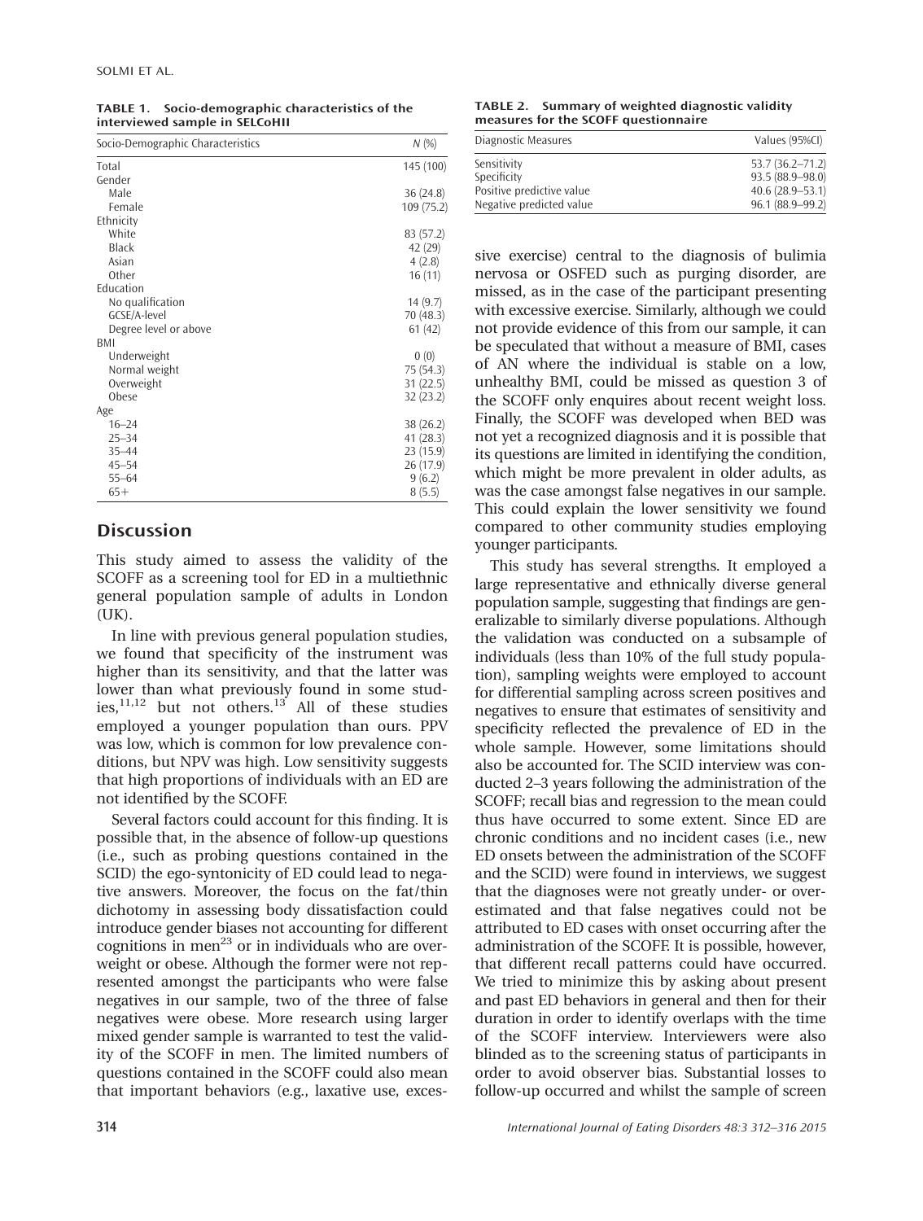**TABLE 1. Socio-demographic characteristics of the interviewed sample in SELCoHII**

| Socio-Demographic Characteristics | N (%) |
|---|---|
| Total | 145 (100) |
| Gender | |
| Male | 36 (24.8) |
| Female | 109 (75.2) |
| Ethnicity | |
| White | 83 (57.2) |
| Black | 42 (29) |
| Asian | 4 (2.8) |
| Other | 16 (11) |
| Education | |
| No qualification | 14 (9.7) |
| GCSE/A-level | 70 (48.3) |
| Degree level or above | 61 (42) |
| BMI | |
| Underweight | 0 (0) |
| Normal weight | 75 (54.3) |
| Overweight | 31 (22.5) |
| Obese | 32 (23.2) |
| Age | |
| 16–24 | 38 (26.2) |
| 25–34 | 41 (28.3) |
| 35–44 | 23 (15.9) |
| 45–54 | 26 (17.9) |
| 55–64 | 9 (6.2) |
| 65+ | 8 (5.5) |

**TABLE 2. Summary of weighted diagnostic validity measures for the SCOFF questionnaire**

| Diagnostic Measures | Values (95%CI) |
|---|---|
| Sensitivity | 53.7 (36.2–71.2) |
| Specificity | 93.5 (88.9–98.0) |
| Positive predictive value | 40.6 (28.9–53.1) |
| Negative predicted value | 96.1 (88.9–99.2) |

## Discussion

This study aimed to assess the validity of the SCOFF as a screening tool for ED in a multiethnic general population sample of adults in London (UK).

In line with previous general population studies, we found that specificity of the instrument was higher than its sensitivity, and that the latter was lower than what previously found in some studies,[11,12] but not others.[13] All of these studies employed a younger population than ours. PPV was low, which is common for low prevalence conditions, but NPV was high. Low sensitivity suggests that high proportions of individuals with an ED are not identified by the SCOFF.

Several factors could account for this finding. It is possible that, in the absence of follow-up questions (i.e., such as probing questions contained in the SCID) the ego-syntonicity of ED could lead to negative answers. Moreover, the focus on the fat/thin dichotomy in assessing body dissatisfaction could introduce gender biases not accounting for different cognitions in men[23] or in individuals who are overweight or obese. Although the former were not represented amongst the participants who were false negatives in our sample, two of the three of false negatives were obese. More research using larger mixed gender sample is warranted to test the validity of the SCOFF in men. The limited numbers of questions contained in the SCOFF could also mean that important behaviors (e.g., laxative use, excessive exercise) central to the diagnosis of bulimia nervosa or OSFED such as purging disorder, are missed, as in the case of the participant presenting with excessive exercise. Similarly, although we could not provide evidence of this from our sample, it can be speculated that without a measure of BMI, cases of AN where the individual is stable on a low, unhealthy BMI, could be missed as question 3 of the SCOFF only enquires about recent weight loss. Finally, the SCOFF was developed when BED was not yet a recognized diagnosis and it is possible that its questions are limited in identifying the condition, which might be more prevalent in older adults, as was the case amongst false negatives in our sample. This could explain the lower sensitivity we found compared to other community studies employing younger participants.

This study has several strengths. It employed a large representative and ethnically diverse general population sample, suggesting that findings are generalizable to similarly diverse populations. Although the validation was conducted on a subsample of individuals (less than 10% of the full study population), sampling weights were employed to account for differential sampling across screen positives and negatives to ensure that estimates of sensitivity and specificity reflected the prevalence of ED in the whole sample. However, some limitations should also be accounted for. The SCID interview was conducted 2–3 years following the administration of the SCOFF; recall bias and regression to the mean could thus have occurred to some extent. Since ED are chronic conditions and no incident cases (i.e., new ED onsets between the administration of the SCOFF and the SCID) were found in interviews, we suggest that the diagnoses were not greatly under- or overestimated and that false negatives could not be attributed to ED cases with onset occurring after the administration of the SCOFF. It is possible, however, that different recall patterns could have occurred. We tried to minimize this by asking about present and past ED behaviors in general and then for their duration in order to identify overlaps with the time of the SCOFF interview. Interviewers were also blinded as to the screening status of participants in order to avoid observer bias. Substantial losses to follow-up occurred and whilst the sample of screen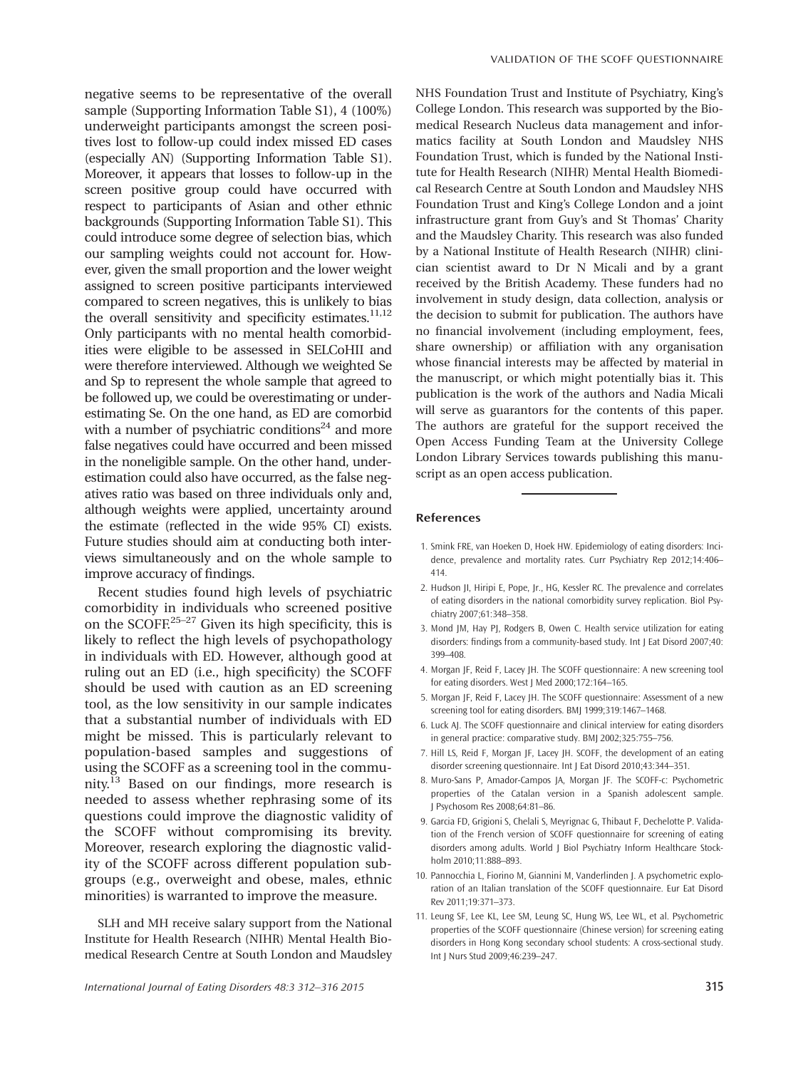negative seems to be representative of the overall sample (Supporting Information Table S1), 4 (100%) underweight participants amongst the screen positives lost to follow-up could index missed ED cases (especially AN) (Supporting Information Table S1). Moreover, it appears that losses to follow-up in the screen positive group could have occurred with respect to participants of Asian and other ethnic backgrounds (Supporting Information Table S1). This could introduce some degree of selection bias, which our sampling weights could not account for. However, given the small proportion and the lower weight assigned to screen positive participants interviewed compared to screen negatives, this is unlikely to bias the overall sensitivity and specificity estimates.[11,12] Only participants with no mental health comorbidities were eligible to be assessed in SELCoHII and were therefore interviewed. Although we weighted Se and Sp to represent the whole sample that agreed to be followed up, we could be overestimating or underestimating Se. On the one hand, as ED are comorbid with a number of psychiatric conditions[24] and more false negatives could have occurred and been missed in the noneligible sample. On the other hand, underestimation could also have occurred, as the false negatives ratio was based on three individuals only and, although weights were applied, uncertainty around the estimate (reflected in the wide 95% CI) exists. Future studies should aim at conducting both interviews simultaneously and on the whole sample to improve accuracy of findings.

Recent studies found high levels of psychiatric comorbidity in individuals who screened positive on the SCOFF.[25–27] Given its high specificity, this is likely to reflect the high levels of psychopathology in individuals with ED. However, although good at ruling out an ED (i.e., high specificity) the SCOFF should be used with caution as an ED screening tool, as the low sensitivity in our sample indicates that a substantial number of individuals with ED might be missed. This is particularly relevant to population-based samples and suggestions of using the SCOFF as a screening tool in the community.[13] Based on our findings, more research is needed to assess whether rephrasing some of its questions could improve the diagnostic validity of the SCOFF without compromising its brevity. Moreover, research exploring the diagnostic validity of the SCOFF across different population subgroups (e.g., overweight and obese, males, ethnic minorities) is warranted to improve the measure.

SLH and MH receive salary support from the National Institute for Health Research (NIHR) Mental Health Biomedical Research Centre at South London and Maudsley NHS Foundation Trust and Institute of Psychiatry, King's College London. This research was supported by the Biomedical Research Nucleus data management and informatics facility at South London and Maudsley NHS Foundation Trust, which is funded by the National Institute for Health Research (NIHR) Mental Health Biomedical Research Centre at South London and Maudsley NHS Foundation Trust and King's College London and a joint infrastructure grant from Guy's and St Thomas' Charity and the Maudsley Charity. This research was also funded by a National Institute of Health Research (NIHR) clinician scientist award to Dr N Micali and by a grant received by the British Academy. These funders had no involvement in study design, data collection, analysis or the decision to submit for publication. The authors have no financial involvement (including employment, fees, share ownership) or affiliation with any organisation whose financial interests may be affected by material in the manuscript, or which might potentially bias it. This publication is the work of the authors and Nadia Micali will serve as guarantors for the contents of this paper. The authors are grateful for the support received the Open Access Funding Team at the University College London Library Services towards publishing this manuscript as an open access publication.

## References

1. Smink FRE, van Hoeken D, Hoek HW. Epidemiology of eating disorders: Incidence, prevalence and mortality rates. Curr Psychiatry Rep 2012;14:406–414.
2. Hudson JI, Hiripi E, Pope, Jr., HG, Kessler RC. The prevalence and correlates of eating disorders in the national comorbidity survey replication. Biol Psychiatry 2007;61:348–358.
3. Mond JM, Hay PJ, Rodgers B, Owen C. Health service utilization for eating disorders: findings from a community-based study. Int J Eat Disord 2007;40: 399–408.
4. Morgan JF, Reid F, Lacey JH. The SCOFF questionnaire: A new screening tool for eating disorders. West J Med 2000;172:164–165.
5. Morgan JF, Reid F, Lacey JH. The SCOFF questionnaire: Assessment of a new screening tool for eating disorders. BMJ 1999;319:1467–1468.
6. Luck AJ. The SCOFF questionnaire and clinical interview for eating disorders in general practice: comparative study. BMJ 2002;325:755–756.
7. Hill LS, Reid F, Morgan JF, Lacey JH. SCOFF, the development of an eating disorder screening questionnaire. Int J Eat Disord 2010;43:344–351.
8. Muro-Sans P, Amador-Campos JA, Morgan JF. The SCOFF-c: Psychometric properties of the Catalan version in a Spanish adolescent sample. J Psychosom Res 2008;64:81–86.
9. Garcia FD, Grigioni S, Chelali S, Meyrignac G, Thibaut F, Dechelotte P. Validation of the French version of SCOFF questionnaire for screening of eating disorders among adults. World J Biol Psychiatry Inform Healthcare Stockholm 2010;11:888–893.
10. Pannocchia L, Fiorino M, Giannini M, Vanderlinden J. A psychometric exploration of an Italian translation of the SCOFF questionnaire. Eur Eat Disord Rev 2011;19:371–373.
11. Leung SF, Lee KL, Lee SM, Leung SC, Hung WS, Lee WL, et al. Psychometric properties of the SCOFF questionnaire (Chinese version) for screening eating disorders in Hong Kong secondary school students: A cross-sectional study. Int J Nurs Stud 2009;46:239–247.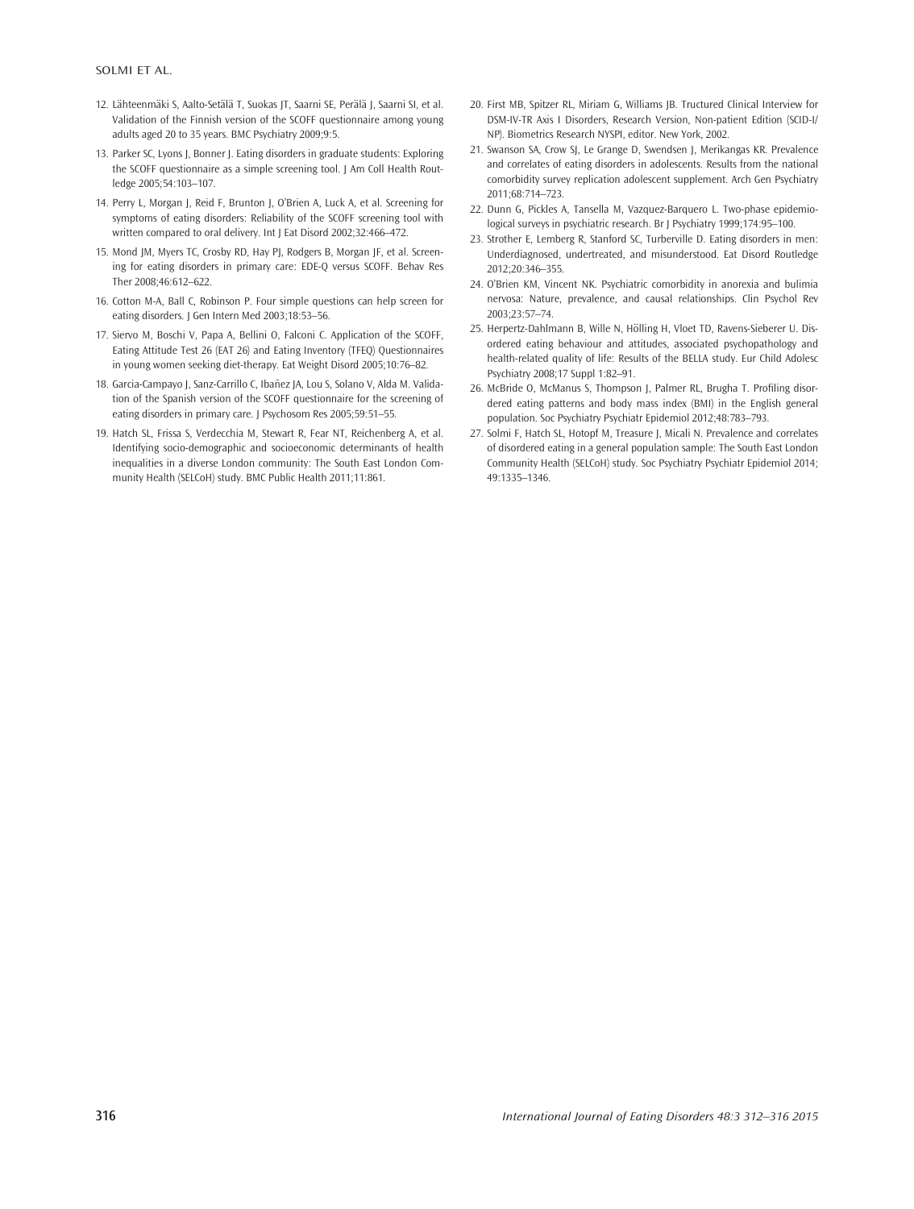12. Lähteenmäki S, Aalto-Setälä T, Suokas JT, Saarni SE, Perälä J, Saarni SI, et al. Validation of the Finnish version of the SCOFF questionnaire among young adults aged 20 to 35 years. BMC Psychiatry 2009;9:5.
13. Parker SC, Lyons J, Bonner J. Eating disorders in graduate students: Exploring the SCOFF questionnaire as a simple screening tool. J Am Coll Health Routledge 2005;54:103–107.
14. Perry L, Morgan J, Reid F, Brunton J, O'Brien A, Luck A, et al. Screening for symptoms of eating disorders: Reliability of the SCOFF screening tool with written compared to oral delivery. Int J Eat Disord 2002;32:466–472.
15. Mond JM, Myers TC, Crosby RD, Hay PJ, Rodgers B, Morgan JF, et al. Screening for eating disorders in primary care: EDE-Q versus SCOFF. Behav Res Ther 2008;46:612–622.
16. Cotton M-A, Ball C, Robinson P. Four simple questions can help screen for eating disorders. J Gen Intern Med 2003;18:53–56.
17. Siervo M, Boschi V, Papa A, Bellini O, Falconi C. Application of the SCOFF, Eating Attitude Test 26 (EAT 26) and Eating Inventory (TFEQ) Questionnaires in young women seeking diet-therapy. Eat Weight Disord 2005;10:76–82.
18. Garcia-Campayo J, Sanz-Carrillo C, Ibañez JA, Lou S, Solano V, Alda M. Validation of the Spanish version of the SCOFF questionnaire for the screening of eating disorders in primary care. J Psychosom Res 2005;59:51–55.
19. Hatch SL, Frissa S, Verdecchia M, Stewart R, Fear NT, Reichenberg A, et al. Identifying socio-demographic and socioeconomic determinants of health inequalities in a diverse London community: The South East London Community Health (SELCoH) study. BMC Public Health 2011;11:861.
20. First MB, Spitzer RL, Miriam G, Williams JB. Tructured Clinical Interview for DSM-IV-TR Axis I Disorders, Research Version, Non-patient Edition (SCID-I/NP). Biometrics Research NYSPI, editor. New York, 2002.
21. Swanson SA, Crow SJ, Le Grange D, Swendsen J, Merikangas KR. Prevalence and correlates of eating disorders in adolescents. Results from the national comorbidity survey replication adolescent supplement. Arch Gen Psychiatry 2011;68:714–723.
22. Dunn G, Pickles A, Tansella M, Vazquez-Barquero L. Two-phase epidemiological surveys in psychiatric research. Br J Psychiatry 1999;174:95–100.
23. Strother E, Lemberg R, Stanford SC, Turberville D. Eating disorders in men: Underdiagnosed, undertreated, and misunderstood. Eat Disord Routledge 2012;20:346–355.
24. O'Brien KM, Vincent NK. Psychiatric comorbidity in anorexia and bulimia nervosa: Nature, prevalence, and causal relationships. Clin Psychol Rev 2003;23:57–74.
25. Herpertz-Dahlmann B, Wille N, Hölling H, Vloet TD, Ravens-Sieberer U. Disordered eating behaviour and attitudes, associated psychopathology and health-related quality of life: Results of the BELLA study. Eur Child Adolesc Psychiatry 2008;17 Suppl 1:82–91.
26. McBride O, McManus S, Thompson J, Palmer RL, Brugha T. Profiling disordered eating patterns and body mass index (BMI) in the English general population. Soc Psychiatry Psychiatr Epidemiol 2012;48:783–793.
27. Solmi F, Hatch SL, Hotopf M, Treasure J, Micali N. Prevalence and correlates of disordered eating in a general population sample: The South East London Community Health (SELCoH) study. Soc Psychiatry Psychiatr Epidemiol 2014; 49:1335–1346.